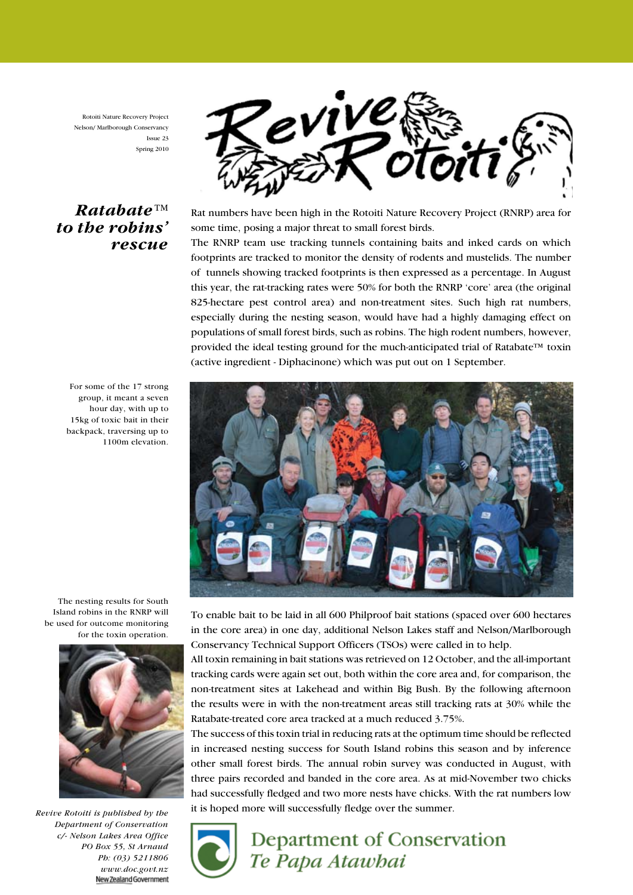Rotoiti Nature Recovery Project
Nelson/ Marlborough Conservancy
Issue 23
Spring 2010

# Revive Rotoiti

## *Ratabate™ to the robins' rescue*

Rat numbers have been high in the Rotoiti Nature Recovery Project (RNRP) area for some time, posing a major threat to small forest birds.

The RNRP team use tracking tunnels containing baits and inked cards on which footprints are tracked to monitor the density of rodents and mustelids. The number of tunnels showing tracked footprints is then expressed as a percentage. In August this year, the rat-tracking rates were 50% for both the RNRP 'core' area (the original 825-hectare pest control area) and non-treatment sites. Such high rat numbers, especially during the nesting season, would have had a highly damaging effect on populations of small forest birds, such as robins. The high rodent numbers, however, provided the ideal testing ground for the much-anticipated trial of Ratabate™ toxin (active ingredient - Diphacinone) which was put out on 1 September.

For some of the 17 strong group, it meant a seven hour day, with up to 15kg of toxic bait in their backpack, traversing up to 1100m elevation.

To enable bait to be laid in all 600 Philproof bait stations (spaced over 600 hectares in the core area) in one day, additional Nelson Lakes staff and Nelson/Marlborough Conservancy Technical Support Officers (TSOs) were called in to help.

All toxin remaining in bait stations was retrieved on 12 October, and the all-important tracking cards were again set out, both within the core area and, for comparison, the non-treatment sites at Lakehead and within Big Bush. By the following afternoon the results were in with the non-treatment areas still tracking rats at 30% while the Ratabate-treated core area tracked at a much reduced 3.75%.

The success of this toxin trial in reducing rats at the optimum time should be reflected in increased nesting success for South Island robins this season and by inference other small forest birds. The annual robin survey was conducted in August, with three pairs recorded and banded in the core area. As at mid-November two chicks had successfully fledged and two more nests have chicks. With the rat numbers low it is hoped more will successfully fledge over the summer.

The nesting results for South Island robins in the RNRP will be used for outcome monitoring for the toxin operation.

*Revive Rotoiti is published by the Department of Conservation c/- Nelson Lakes Area Office PO Box 55, St Arnaud Ph: (03) 5211806 www.doc.govt.nz*

New Zealand Government

Department of Conservation
*Te Papa Atawhai*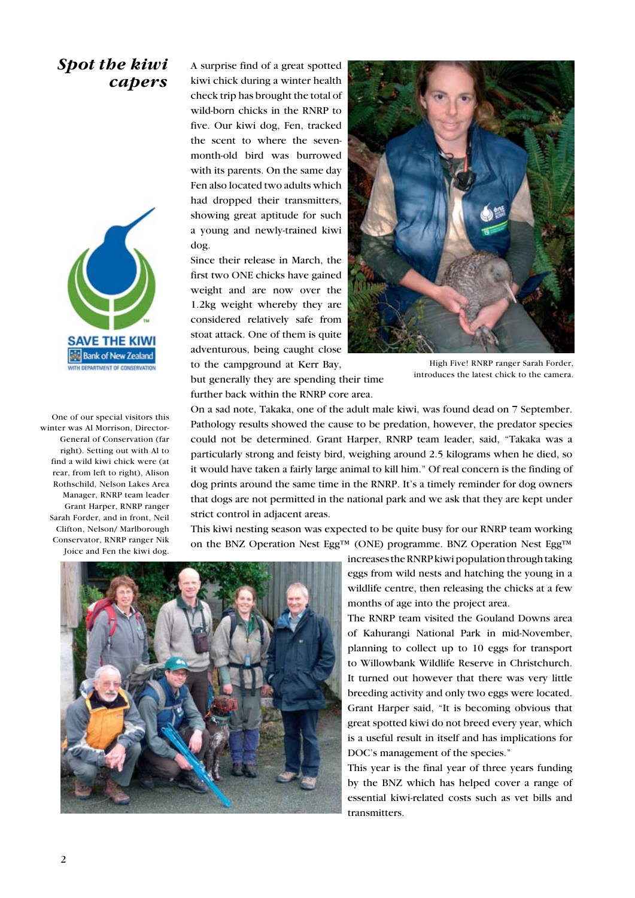## *Spot the kiwi capers*

A surprise find of a great spotted kiwi chick during a winter health check trip has brought the total of wild-born chicks in the RNRP to five. Our kiwi dog, Fen, tracked the scent to where the seven-month-old bird was burrowed with its parents. On the same day Fen also located two adults which had dropped their transmitters, showing great aptitude for such a young and newly-trained kiwi dog.

Since their release in March, the first two ONE chicks have gained weight and are now over the 1.2kg weight whereby they are considered relatively safe from stoat attack. One of them is quite adventurous, being caught close to the campground at Kerr Bay, but generally they are spending their time further back within the RNRP core area.

High Five! RNRP ranger Sarah Forder, introduces the latest chick to the camera.

On a sad note, Takaka, one of the adult male kiwi, was found dead on 7 September. Pathology results showed the cause to be predation, however, the predator species could not be determined. Grant Harper, RNRP team leader, said, "Takaka was a particularly strong and feisty bird, weighing around 2.5 kilograms when he died, so it would have taken a fairly large animal to kill him." Of real concern is the finding of dog prints around the same time in the RNRP. It's a timely reminder for dog owners that dogs are not permitted in the national park and we ask that they are kept under strict control in adjacent areas.

This kiwi nesting season was expected to be quite busy for our RNRP team working on the BNZ Operation Nest Egg™ (ONE) programme. BNZ Operation Nest Egg™ increases the RNRP kiwi population through taking eggs from wild nests and hatching the young in a wildlife centre, then releasing the chicks at a few months of age into the project area.

The RNRP team visited the Gouland Downs area of Kahurangi National Park in mid-November, planning to collect up to 10 eggs for transport to Willowbank Wildlife Reserve in Christchurch. It turned out however that there was very little breeding activity and only two eggs were located. Grant Harper said, "It is becoming obvious that great spotted kiwi do not breed every year, which is a useful result in itself and has implications for DOC's management of the species."

This year is the final year of three years funding by the BNZ which has helped cover a range of essential kiwi-related costs such as vet bills and transmitters.

One of our special visitors this winter was Al Morrison, Director-General of Conservation (far right). Setting out with Al to find a wild kiwi chick were (at rear, from left to right), Alison Rothschild, Nelson Lakes Area Manager, RNRP team leader Grant Harper, RNRP ranger Sarah Forder, and in front, Neil Clifton, Nelson/ Marlborough Conservator, RNRP ranger Nik Joice and Fen the kiwi dog.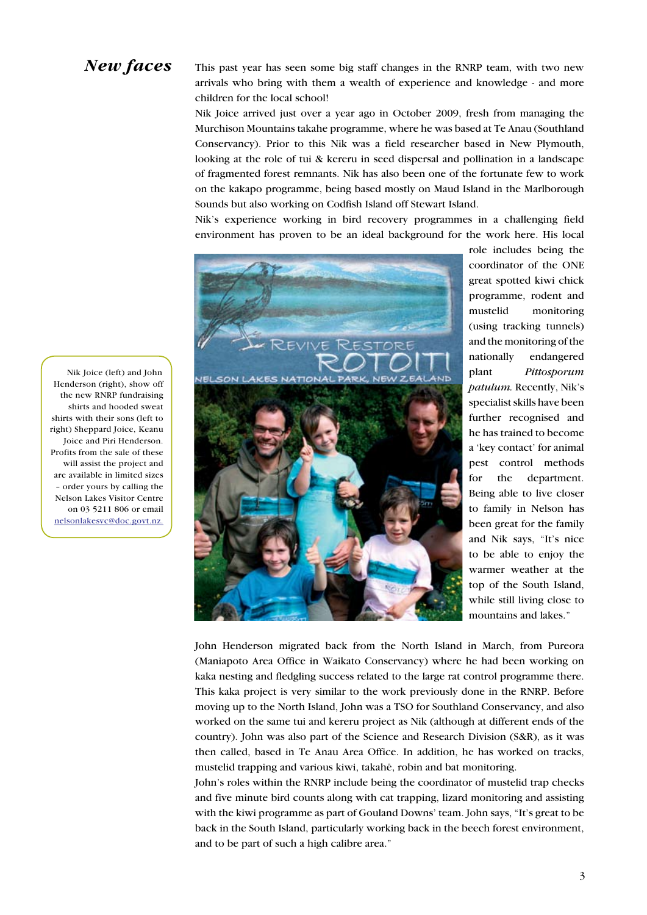## *New faces*

This past year has seen some big staff changes in the RNRP team, with two new arrivals who bring with them a wealth of experience and knowledge - and more children for the local school!

Nik Joice arrived just over a year ago in October 2009, fresh from managing the Murchison Mountains takahe programme, where he was based at Te Anau (Southland Conservancy). Prior to this Nik was a field researcher based in New Plymouth, looking at the role of tui & kereru in seed dispersal and pollination in a landscape of fragmented forest remnants. Nik has also been one of the fortunate few to work on the kakapo programme, being based mostly on Maud Island in the Marlborough Sounds but also working on Codfish Island off Stewart Island.

Nik's experience working in bird recovery programmes in a challenging field environment has proven to be an ideal background for the work here. His local role includes being the coordinator of the ONE great spotted kiwi chick programme, rodent and mustelid monitoring (using tracking tunnels) and the monitoring of the nationally endangered plant *Pittosporum patulum.* Recently, Nik's specialist skills have been further recognised and he has trained to become a 'key contact' for animal pest control methods for the department. Being able to live closer to family in Nelson has been great for the family and Nik says, "It's nice to be able to enjoy the warmer weather at the top of the South Island, while still living close to mountains and lakes."

Nik Joice (left) and John Henderson (right), show off the new RNRP fundraising shirts and hooded sweat shirts with their sons (left to right) Sheppard Joice, Keanu Joice and Piri Henderson. Profits from the sale of these will assist the project and are available in limited sizes – order yours by calling the Nelson Lakes Visitor Centre on 03 5211 806 or email nelsonlakesvc@doc.govt.nz.

John Henderson migrated back from the North Island in March, from Pureora (Maniapoto Area Office in Waikato Conservancy) where he had been working on kaka nesting and fledgling success related to the large rat control programme there. This kaka project is very similar to the work previously done in the RNRP. Before moving up to the North Island, John was a TSO for Southland Conservancy, and also worked on the same tui and kereru project as Nik (although at different ends of the country). John was also part of the Science and Research Division (S&R), as it was then called, based in Te Anau Area Office. In addition, he has worked on tracks, mustelid trapping and various kiwi, takahē, robin and bat monitoring.

John's roles within the RNRP include being the coordinator of mustelid trap checks and five minute bird counts along with cat trapping, lizard monitoring and assisting with the kiwi programme as part of Gouland Downs' team. John says, "It's great to be back in the South Island, particularly working back in the beech forest environment, and to be part of such a high calibre area."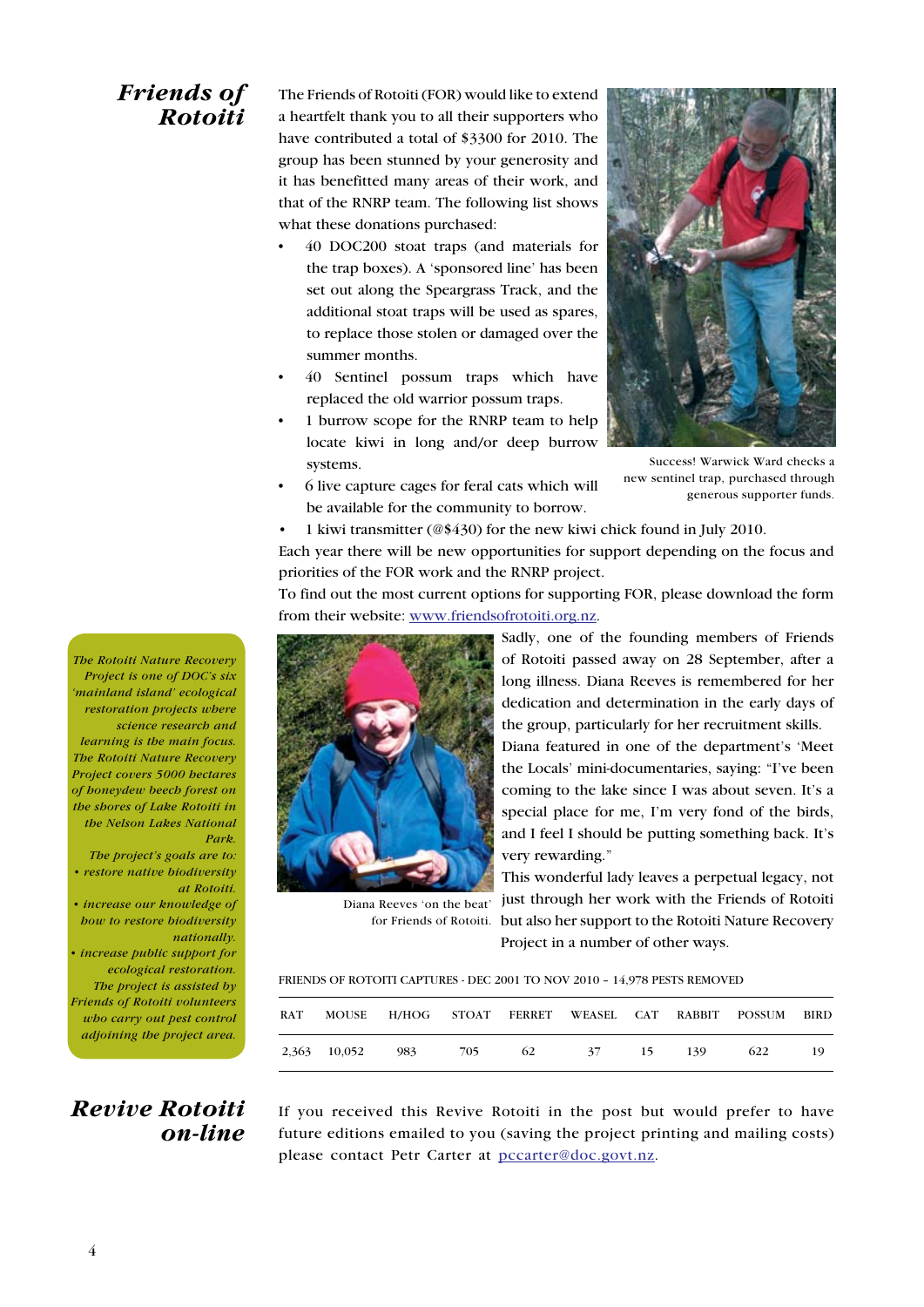## *Friends of Rotoiti*

The Friends of Rotoiti (FOR) would like to extend a heartfelt thank you to all their supporters who have contributed a total of $3300 for 2010. The group has been stunned by your generosity and it has benefitted many areas of their work, and that of the RNRP team. The following list shows what these donations purchased:

- 40 DOC200 stoat traps (and materials for the trap boxes). A 'sponsored line' has been set out along the Speargrass Track, and the additional stoat traps will be used as spares, to replace those stolen or damaged over the summer months.
- 40 Sentinel possum traps which have replaced the old warrior possum traps.
- 1 burrow scope for the RNRP team to help locate kiwi in long and/or deep burrow systems.
- 6 live capture cages for feral cats which will be available for the community to borrow.
- 1 kiwi transmitter (@$430) for the new kiwi chick found in July 2010.

Success! Warwick Ward checks a new sentinel trap, purchased through generous supporter funds.

Each year there will be new opportunities for support depending on the focus and priorities of the FOR work and the RNRP project.

To find out the most current options for supporting FOR, please download the form from their website: www.friendsofrotoiti.org.nz.

Sadly, one of the founding members of Friends of Rotoiti passed away on 28 September, after a long illness. Diana Reeves is remembered for her dedication and determination in the early days of the group, particularly for her recruitment skills.

Diana featured in one of the department's 'Meet the Locals' mini-documentaries, saying: "I've been coming to the lake since I was about seven. It's a special place for me, I'm very fond of the birds, and I feel I should be putting something back. It's very rewarding."

This wonderful lady leaves a perpetual legacy, not just through her work with the Friends of Rotoiti but also her support to the Rotoiti Nature Recovery Project in a number of other ways.

Diana Reeves 'on the beat' for Friends of Rotoiti.

*The Rotoiti Nature Recovery Project is one of DOC's six 'mainland island' ecological restoration projects where science research and learning is the main focus. The Rotoiti Nature Recovery Project covers 5000 hectares of honeydew beech forest on the shores of Lake Rotoiti in the Nelson Lakes National Park.*

*The project's goals are to:*
- *restore native biodiversity at Rotoiti.*
- *increase our knowledge of how to restore biodiversity nationally.*
- *increase public support for ecological restoration.*

*The project is assisted by Friends of Rotoiti volunteers who carry out pest control adjoining the project area.*

FRIENDS OF ROTOITI CAPTURES - DEC 2001 TO NOV 2010 – 14,978 PESTS REMOVED

| RAT | MOUSE | H/HOG | STOAT | FERRET | WEASEL | CAT | RABBIT | POSSUM | BIRD |
|---|---|---|---|---|---|---|---|---|---|
| 2,363 | 10,052 | 983 | 705 | 62 | 37 | 15 | 139 | 622 | 19 |

## *Revive Rotoiti on-line*

If you received this Revive Rotoiti in the post but would prefer to have future editions emailed to you (saving the project printing and mailing costs) please contact Petr Carter at pccarter@doc.govt.nz.